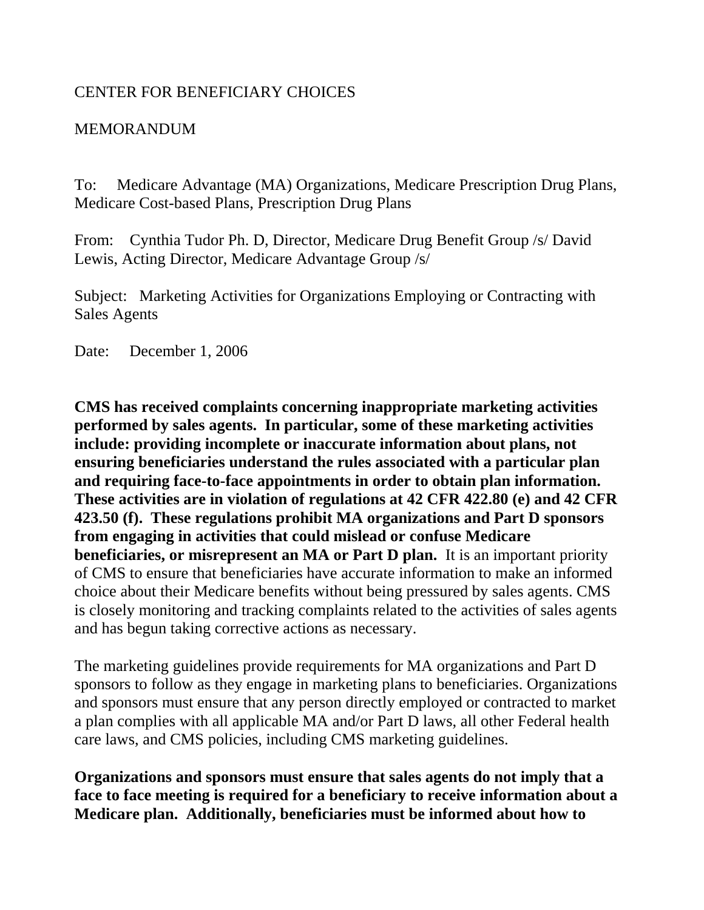CENTER FOR BENEFICIARY CHOICES

MEMORANDUM

To: Medicare Advantage (MA) Organizations, Medicare Prescription Drug Plans, Medicare Cost-based Plans, Prescription Drug Plans

From: Cynthia Tudor Ph. D, Director, Medicare Drug Benefit Group /s/ David Lewis, Acting Director, Medicare Advantage Group /s/

Subject: Marketing Activities for Organizations Employing or Contracting with Sales Agents

Date: December 1, 2006

**CMS has received complaints concerning inappropriate marketing activities performed by sales agents. In particular, some of these marketing activities include: providing incomplete or inaccurate information about plans, not ensuring beneficiaries understand the rules associated with a particular plan and requiring face-to-face appointments in order to obtain plan information. These activities are in violation of regulations at 42 CFR 422.80 (e) and 42 CFR 423.50 (f). These regulations prohibit MA organizations and Part D sponsors from engaging in activities that could mislead or confuse Medicare beneficiaries, or misrepresent an MA or Part D plan.** It is an important priority of CMS to ensure that beneficiaries have accurate information to make an informed choice about their Medicare benefits without being pressured by sales agents. CMS is closely monitoring and tracking complaints related to the activities of sales agents and has begun taking corrective actions as necessary.

The marketing guidelines provide requirements for MA organizations and Part D sponsors to follow as they engage in marketing plans to beneficiaries. Organizations and sponsors must ensure that any person directly employed or contracted to market a plan complies with all applicable MA and/or Part D laws, all other Federal health care laws, and CMS policies, including CMS marketing guidelines.

**Organizations and sponsors must ensure that sales agents do not imply that a face to face meeting is required for a beneficiary to receive information about a Medicare plan. Additionally, beneficiaries must be informed about how to**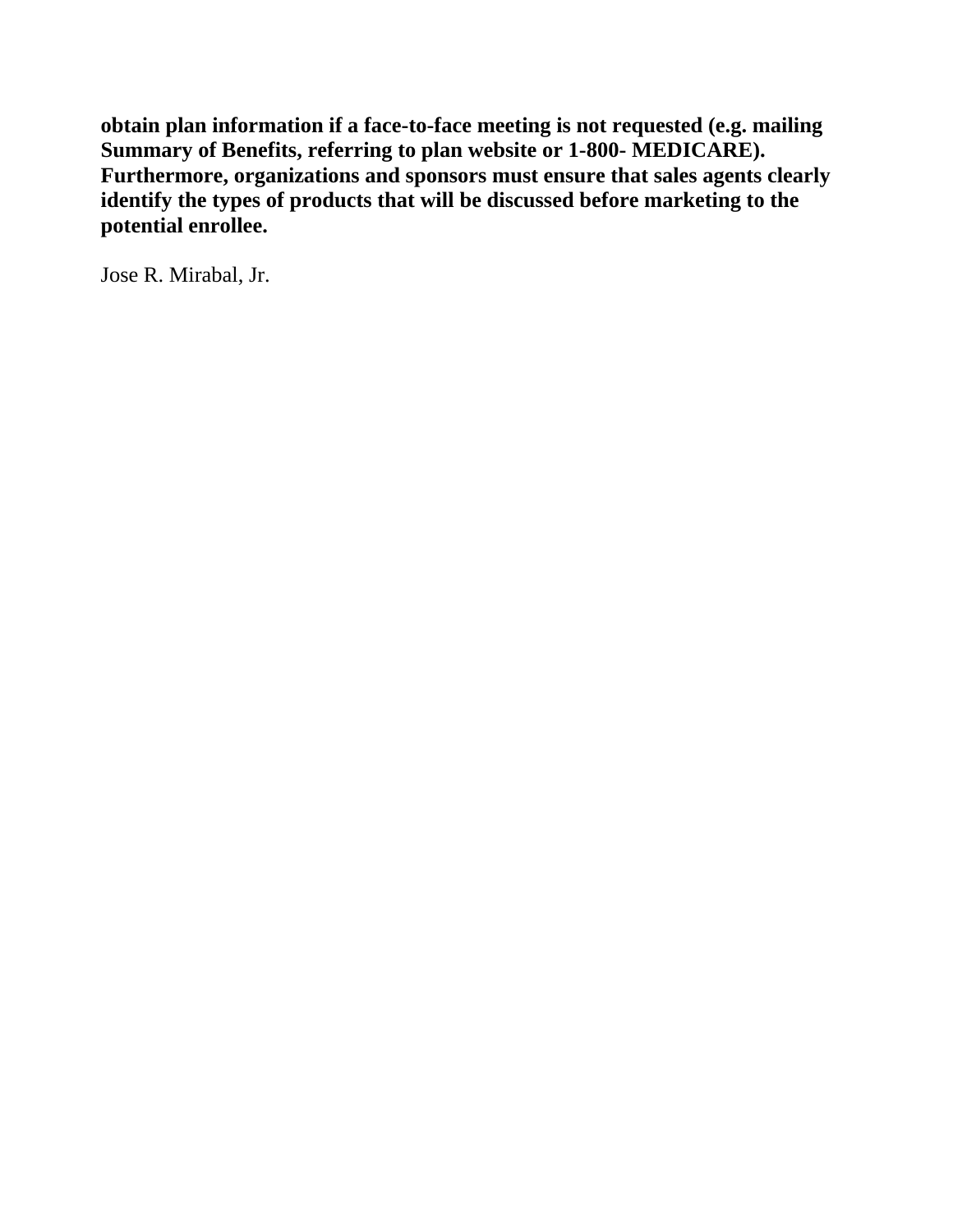**obtain plan information if a face-to-face meeting is not requested (e.g. mailing Summary of Benefits, referring to plan website or 1-800- MEDICARE). Furthermore, organizations and sponsors must ensure that sales agents clearly identify the types of products that will be discussed before marketing to the potential enrollee.**

Jose R. Mirabal, Jr.